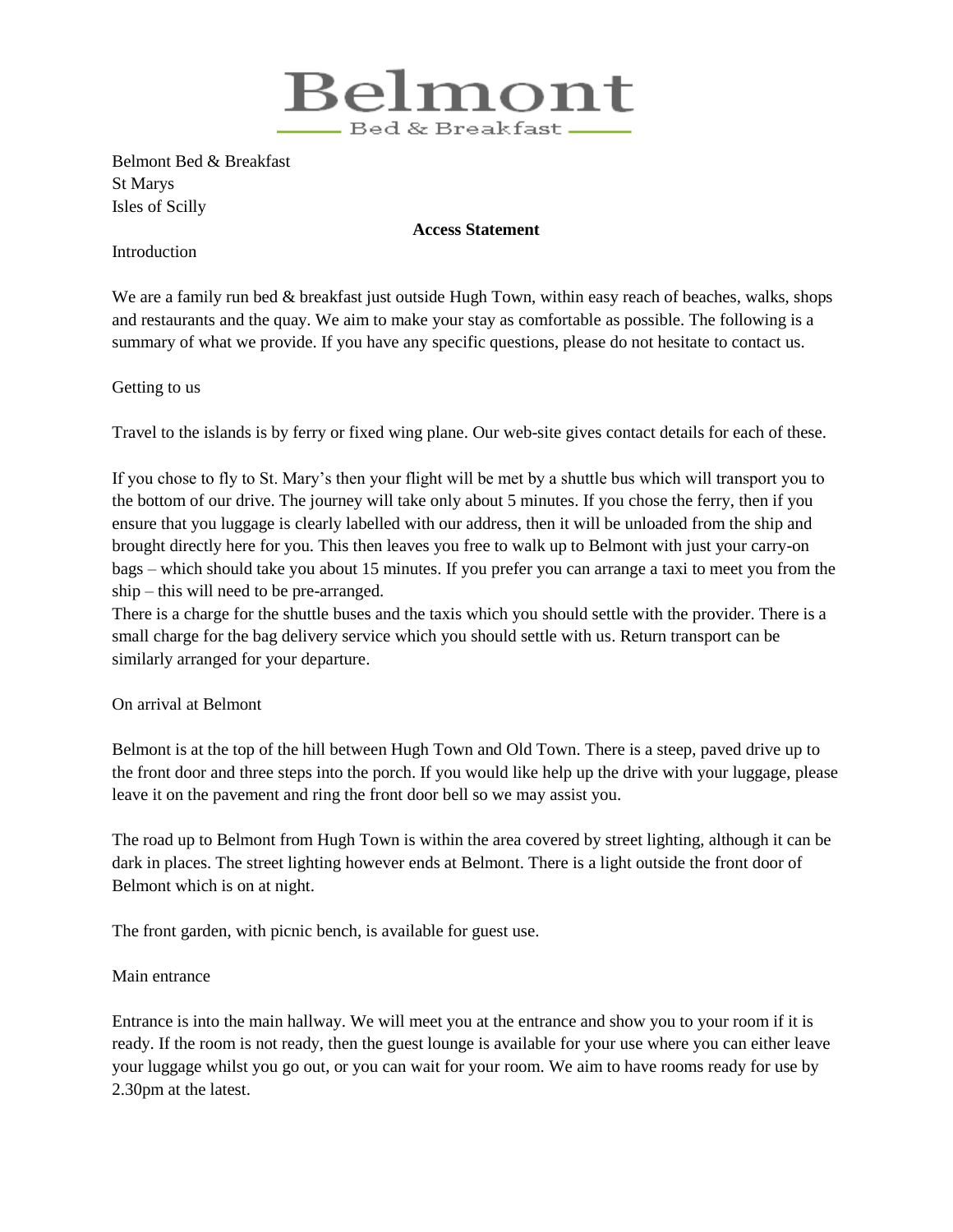# Belmont

Bed & Breakfast

Belmont Bed & Breakfast
St Marys
Isles of Scilly

**Access Statement**

Introduction

We are a family run bed & breakfast just outside Hugh Town, within easy reach of beaches, walks, shops and restaurants and the quay. We aim to make your stay as comfortable as possible. The following is a summary of what we provide. If you have any specific questions, please do not hesitate to contact us.

Getting to us

Travel to the islands is by ferry or fixed wing plane. Our web-site gives contact details for each of these.

If you chose to fly to St. Mary's then your flight will be met by a shuttle bus which will transport you to the bottom of our drive. The journey will take only about 5 minutes. If you chose the ferry, then if you ensure that you luggage is clearly labelled with our address, then it will be unloaded from the ship and brought directly here for you. This then leaves you free to walk up to Belmont with just your carry-on bags – which should take you about 15 minutes. If you prefer you can arrange a taxi to meet you from the ship – this will need to be pre-arranged.
There is a charge for the shuttle buses and the taxis which you should settle with the provider. There is a small charge for the bag delivery service which you should settle with us. Return transport can be similarly arranged for your departure.

On arrival at Belmont

Belmont is at the top of the hill between Hugh Town and Old Town. There is a steep, paved drive up to the front door and three steps into the porch. If you would like help up the drive with your luggage, please leave it on the pavement and ring the front door bell so we may assist you.

The road up to Belmont from Hugh Town is within the area covered by street lighting, although it can be dark in places. The street lighting however ends at Belmont. There is a light outside the front door of Belmont which is on at night.

The front garden, with picnic bench, is available for guest use.

Main entrance

Entrance is into the main hallway. We will meet you at the entrance and show you to your room if it is ready. If the room is not ready, then the guest lounge is available for your use where you can either leave your luggage whilst you go out, or you can wait for your room. We aim to have rooms ready for use by 2.30pm at the latest.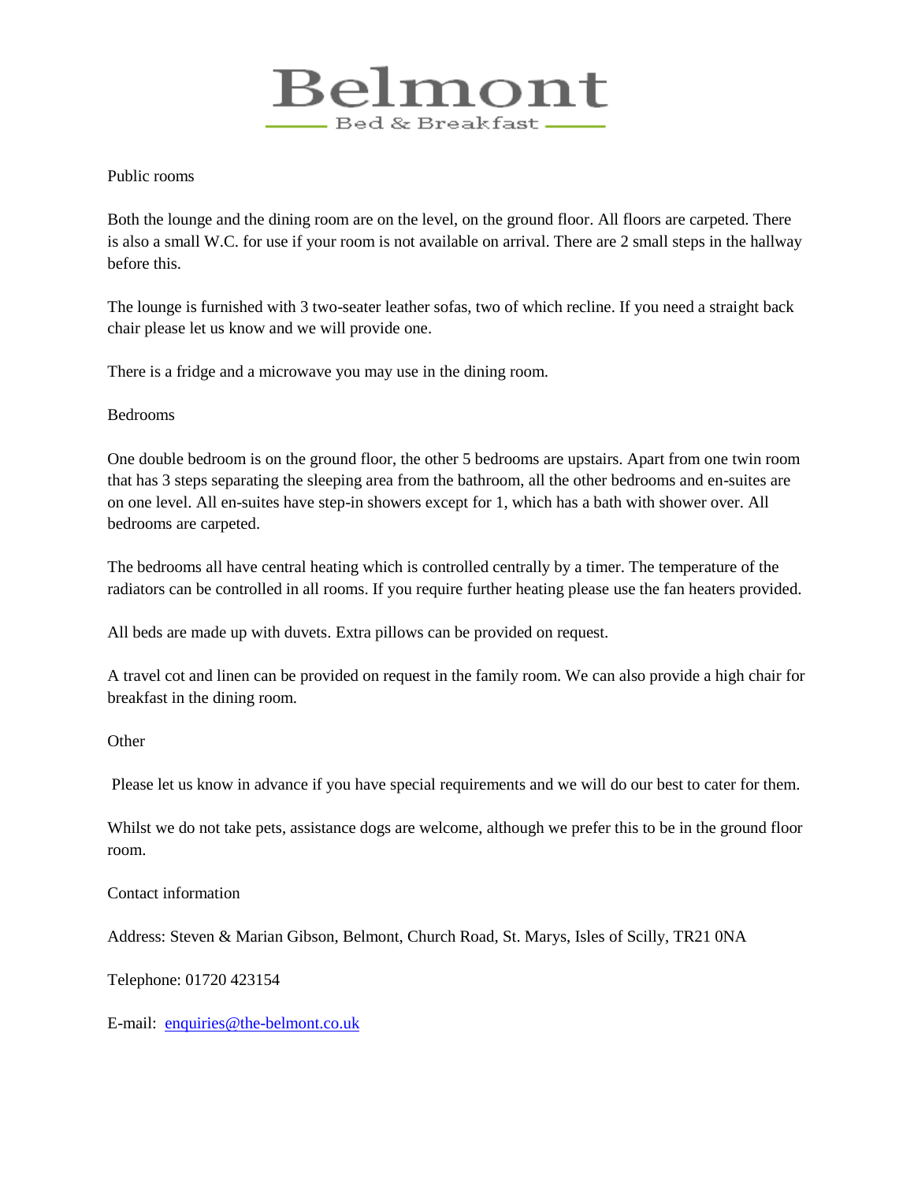# Belmont

Bed & Breakfast

## Public rooms

Both the lounge and the dining room are on the level, on the ground floor. All floors are carpeted. There is also a small W.C. for use if your room is not available on arrival. There are 2 small steps in the hallway before this.

The lounge is furnished with 3 two-seater leather sofas, two of which recline. If you need a straight back chair please let us know and we will provide one.

There is a fridge and a microwave you may use in the dining room.

## Bedrooms

One double bedroom is on the ground floor, the other 5 bedrooms are upstairs. Apart from one twin room that has 3 steps separating the sleeping area from the bathroom, all the other bedrooms and en-suites are on one level. All en-suites have step-in showers except for 1, which has a bath with shower over. All bedrooms are carpeted.

The bedrooms all have central heating which is controlled centrally by a timer. The temperature of the radiators can be controlled in all rooms. If you require further heating please use the fan heaters provided.

All beds are made up with duvets. Extra pillows can be provided on request.

A travel cot and linen can be provided on request in the family room. We can also provide a high chair for breakfast in the dining room.

## Other

Please let us know in advance if you have special requirements and we will do our best to cater for them.

Whilst we do not take pets, assistance dogs are welcome, although we prefer this to be in the ground floor room.

## Contact information

Address: Steven & Marian Gibson, Belmont, Church Road, St. Marys, Isles of Scilly, TR21 0NA

Telephone: 01720 423154

E-mail: [enquiries@the-belmont.co.uk](mailto:enquiries@the-belmont.co.uk)